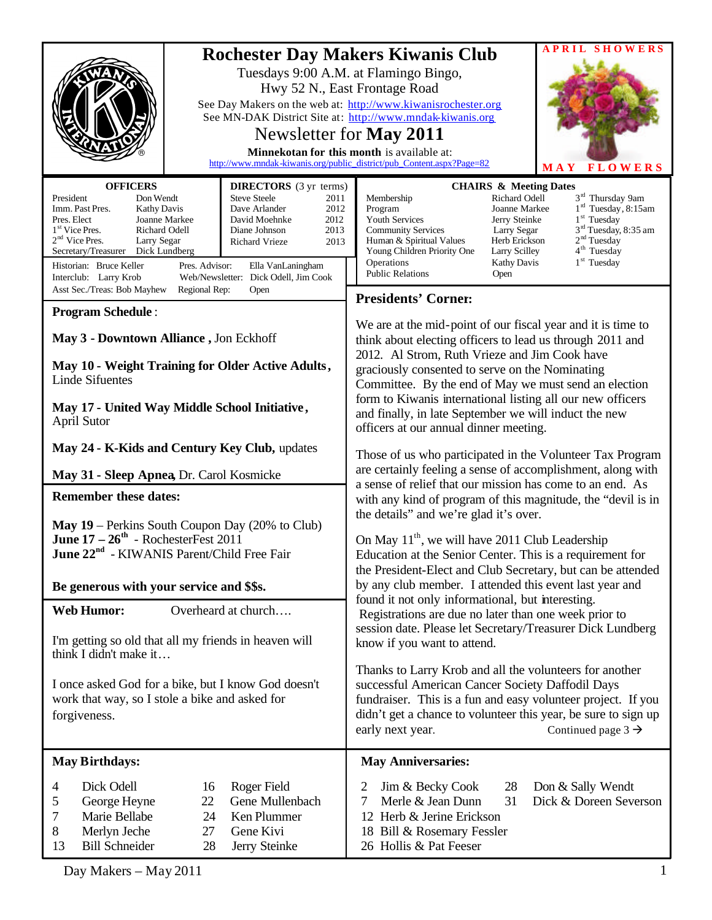# Rochester Day Makers Kiwanis Club

Tuesdays 9:00 A.M. at Flamingo Bingo,
Hwy 52 N., East Frontage Road

See Day Makers on the web at: http://www.kiwanisrochester.org
See MN-DAK District Site at: http://www.mndak-kiwanis.org

## Newsletter for May 2011

**Minnekotan for this month** is available at:
http://www.mndak-kiwanis.org/public_district/pub_Content.aspx?Page=82

**APRIL SHOWERS**

**MAY FLOWERS**

| **OFFICERS** | |
|---|---|
| President | Don Wendt |
| Imm. Past Pres. | Kathy Davis |
| Pres. Elect | Joanne Markee |
| 1st Vice Pres. | Richard Odell |
| 2nd Vice Pres. | Larry Segar |
| Secretary/Treasurer | Dick Lundberg |

| **DIRECTORS** (3 yr terms) | |
|---|---|
| Steve Steele | 2011 |
| Dave Arlander | 2012 |
| David Moehnke | 2012 |
| Diane Johnson | 2013 |
| Richard Vrieze | 2013 |

Historian: Bruce Keller
Interclub: Larry Krob
Asst Sec./Treas: Bob Mayhew
Pres. Advisor: Ella VanLaningham
Web/Newsletter: Dick Odell, Jim Cook
Regional Rep: Open

| **CHAIRS & Meeting Dates** | | |
|---|---|---|
| Membership | Richard Odell | 3rd Thursday 9am |
| Program | Joanne Markee | 1st Tuesday, 8:15am |
| Youth Services | Jerry Steinke | 1st Tuesday |
| Community Services | Larry Segar | 3rd Tuesday, 8:35 am |
| Human & Spiritual Values | Herb Erickson | 2nd Tuesday |
| Young Children Priority One | Larry Scilley | 4th Tuesday |
| Operations | Kathy Davis | 1st Tuesday |
| Public Relations | Open | |

## Program Schedule:

**May 3 - Downtown Alliance ,** Jon Eckhoff

**May 10 - Weight Training for Older Active Adults ,** Linde Sifuentes

**May 17 - United Way Middle School Initiative ,** April Sutor

**May 24 - K-Kids and Century Key Club,** updates

**May 31 - Sleep Apnea,** Dr. Carol Kosmicke

## Remember these dates:

**May 19** – Perkins South Coupon Day (20% to Club)
**June 17 – 26th** - RochesterFest 2011
**June 22nd** - KIWANIS Parent/Child Free Fair

**Be generous with your service and $$s.**

## Web Humor:

Overheard at church….

I'm getting so old that all my friends in heaven will think I didn't make it…

I once asked God for a bike, but I know God doesn't work that way, so I stole a bike and asked for forgiveness.

## Presidents' Corner:

We are at the mid-point of our fiscal year and it is time to think about electing officers to lead us through 2011 and 2012. Al Strom, Ruth Vrieze and Jim Cook have graciously consented to serve on the Nominating Committee. By the end of May we must send an election form to Kiwanis international listing all our new officers and finally, in late September we will induct the new officers at our annual dinner meeting.

Those of us who participated in the Volunteer Tax Program are certainly feeling a sense of accomplishment, along with a sense of relief that our mission has come to an end. As with any kind of program of this magnitude, the "devil is in the details" and we're glad it's over.

On May 11th, we will have 2011 Club Leadership Education at the Senior Center. This is a requirement for the President-Elect and Club Secretary, but can be attended by any club member. I attended this event last year and found it not only informational, but interesting. Registrations are due no later than one week prior to session date. Please let Secretary/Treasurer Dick Lundberg know if you want to attend.

Thanks to Larry Krob and all the volunteers for another successful American Cancer Society Daffodil Days fundraiser. This is a fun and easy volunteer project. If you didn't get a chance to volunteer this year, be sure to sign up early next year.

Continued page 3 →

## May Birthdays:

| | | | |
|---|---|---|---|
| 4 | Dick Odell | 16 | Roger Field |
| 5 | George Heyne | 22 | Gene Mullenbach |
| 7 | Marie Bellabe | 24 | Ken Plummer |
| 8 | Merlyn Jeche | 27 | Gene Kivi |
| 13 | Bill Schneider | 28 | Jerry Steinke |

## May Anniversaries:

| | | | |
|---|---|---|---|
| 2 | Jim & Becky Cook | 28 | Don & Sally Wendt |
| 7 | Merle & Jean Dunn | 31 | Dick & Doreen Severson |
| 12 | Herb & Jerine Erickson | | |
| 18 | Bill & Rosemary Fessler | | |
| 26 | Hollis & Pat Feeser | | |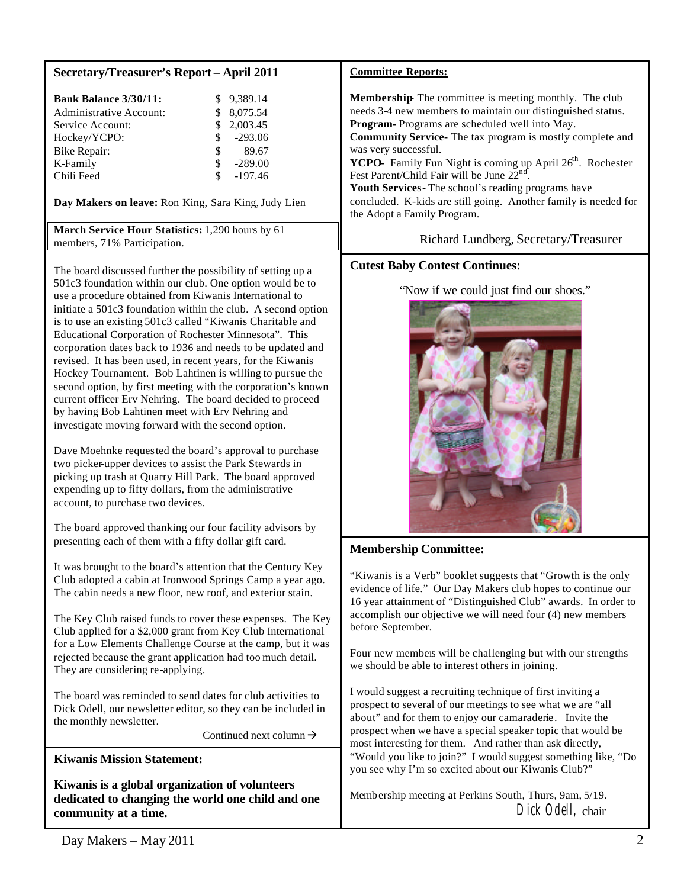## Secretary/Treasurer's Report – April 2011

| | |
|---|---|
| **Bank Balance 3/30/11:** | $ 9,389.14 |
| Administrative Account: | $ 8,075.54 |
| Service Account: | $ 2,003.45 |
| Hockey/YCPO: | $ -293.06 |
| Bike Repair: | $ 89.67 |
| K-Family | $ -289.00 |
| Chili Feed | $ -197.46 |

**Day Makers on leave:** Ron King, Sara King, Judy Lien

**March Service Hour Statistics:** 1,290 hours by 61 members, 71% Participation.

The board discussed further the possibility of setting up a 501c3 foundation within our club. One option would be to use a procedure obtained from Kiwanis International to initiate a 501c3 foundation within the club. A second option is to use an existing 501c3 called "Kiwanis Charitable and Educational Corporation of Rochester Minnesota". This corporation dates back to 1936 and needs to be updated and revised. It has been used, in recent years, for the Kiwanis Hockey Tournament. Bob Lahtinen is willing to pursue the second option, by first meeting with the corporation's known current officer Erv Nehring. The board decided to proceed by having Bob Lahtinen meet with Erv Nehring and investigate moving forward with the second option.

Dave Moehnke requested the board's approval to purchase two picker-upper devices to assist the Park Stewards in picking up trash at Quarry Hill Park. The board approved expending up to fifty dollars, from the administrative account, to purchase two devices.

The board approved thanking our four facility advisors by presenting each of them with a fifty dollar gift card.

It was brought to the board's attention that the Century Key Club adopted a cabin at Ironwood Springs Camp a year ago. The cabin needs a new floor, new roof, and exterior stain.

The Key Club raised funds to cover these expenses. The Key Club applied for a $2,000 grant from Key Club International for a Low Elements Challenge Course at the camp, but it was rejected because the grant application had too much detail. They are considering re-applying.

The board was reminded to send dates for club activities to Dick Odell, our newsletter editor, so they can be included in the monthly newsletter.

Continued next column →

**Committee Reports:**

**Membership**- The committee is meeting monthly. The club needs 3-4 new members to maintain our distinguished status.
**Program**- Programs are scheduled well into May.
**Community Service**- The tax program is mostly complete and was very successful.
**YCPO**- Family Fun Night is coming up April 26th. Rochester Fest Parent/Child Fair will be June 22nd.
**Youth Services**- The school's reading programs have concluded. K-kids are still going. Another family is needed for the Adopt a Family Program.

Richard Lundberg, Secretary/Treasurer

## Kiwanis Mission Statement:

**Kiwanis is a global organization of volunteers dedicated to changing the world one child and one community at a time.**

## Cutest Baby Contest Continues:

"Now if we could just find our shoes."

## Membership Committee:

"Kiwanis is a Verb" booklet suggests that "Growth is the only evidence of life." Our Day Makers club hopes to continue our 16 year attainment of "Distinguished Club" awards. In order to accomplish our objective we will need four (4) new members before September.

Four new members will be challenging but with our strengths we should be able to interest others in joining.

I would suggest a recruiting technique of first inviting a prospect to several of our meetings to see what we are "all about" and for them to enjoy our camaraderie. Invite the prospect when we have a special speaker topic that would be most interesting for them. And rather than ask directly, "Would you like to join?" I would suggest something like, "Do you see why I'm so excited about our Kiwanis Club?"

Membership meeting at Perkins South, Thurs, 9am, 5/19.

Dick Odell, chair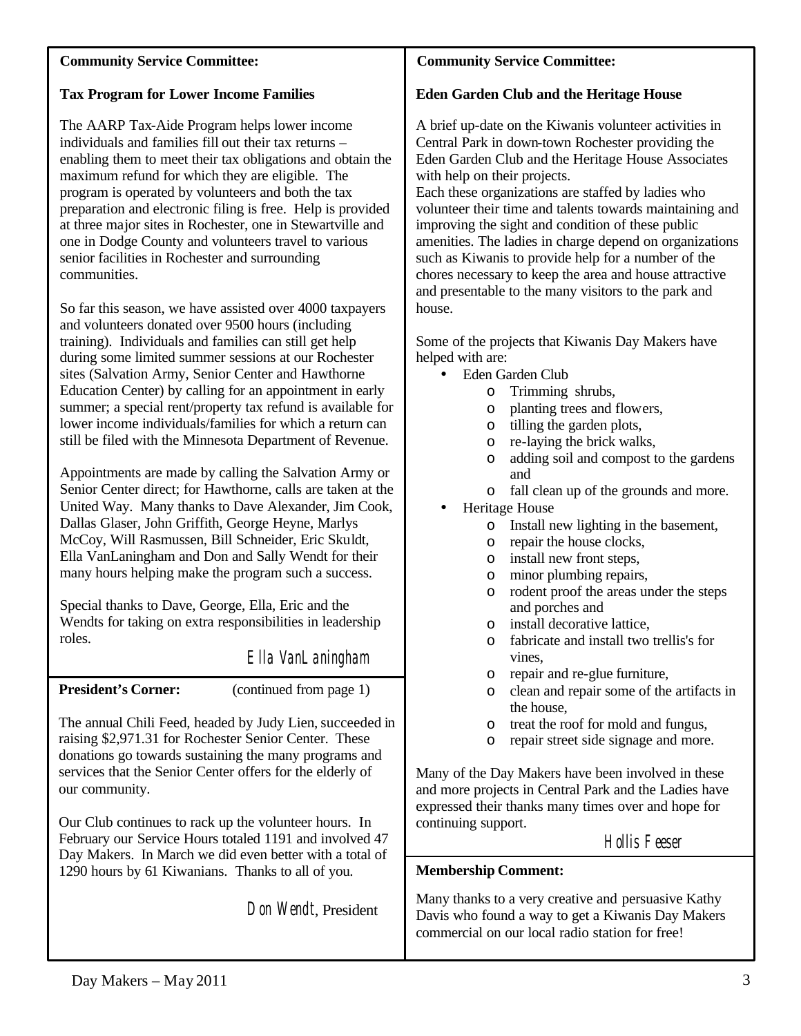## Community Service Committee:

### Tax Program for Lower Income Families

The AARP Tax-Aide Program helps lower income individuals and families fill out their tax returns – enabling them to meet their tax obligations and obtain the maximum refund for which they are eligible. The program is operated by volunteers and both the tax preparation and electronic filing is free. Help is provided at three major sites in Rochester, one in Stewartville and one in Dodge County and volunteers travel to various senior facilities in Rochester and surrounding communities.

So far this season, we have assisted over 4000 taxpayers and volunteers donated over 9500 hours (including training). Individuals and families can still get help during some limited summer sessions at our Rochester sites (Salvation Army, Senior Center and Hawthorne Education Center) by calling for an appointment in early summer; a special rent/property tax refund is available for lower income individuals/families for which a return can still be filed with the Minnesota Department of Revenue.

Appointments are made by calling the Salvation Army or Senior Center direct; for Hawthorne, calls are taken at the United Way. Many thanks to Dave Alexander, Jim Cook, Dallas Glaser, John Griffith, George Heyne, Marlys McCoy, Will Rasmussen, Bill Schneider, Eric Skuldt, Ella VanLaningham and Don and Sally Wendt for their many hours helping make the program such a success.

Special thanks to Dave, George, Ella, Eric and the Wendts for taking on extra responsibilities in leadership roles.

*Ella VanLaningham*

## President's Corner: (continued from page 1)

The annual Chili Feed, headed by Judy Lien, succeeded in raising $2,971.31 for Rochester Senior Center. These donations go towards sustaining the many programs and services that the Senior Center offers for the elderly of our community.

Our Club continues to rack up the volunteer hours. In February our Service Hours totaled 1191 and involved 47 Day Makers. In March we did even better with a total of 1290 hours by 61 Kiwanians. Thanks to all of you.

*Don Wendt*, President

## Community Service Committee:

### Eden Garden Club and the Heritage House

A brief up-date on the Kiwanis volunteer activities in Central Park in down-town Rochester providing the Eden Garden Club and the Heritage House Associates with help on their projects.
Each these organizations are staffed by ladies who volunteer their time and talents towards maintaining and improving the sight and condition of these public amenities. The ladies in charge depend on organizations such as Kiwanis to provide help for a number of the chores necessary to keep the area and house attractive and presentable to the many visitors to the park and house.

Some of the projects that Kiwanis Day Makers have helped with are:

- Eden Garden Club
  - Trimming shrubs,
  - planting trees and flowers,
  - tilling the garden plots,
  - re-laying the brick walks,
  - adding soil and compost to the gardens and
  - fall clean up of the grounds and more.
- Heritage House
  - Install new lighting in the basement,
  - repair the house clocks,
  - install new front steps,
  - minor plumbing repairs,
  - rodent proof the areas under the steps and porches and
  - install decorative lattice,
  - fabricate and install two trellis's for vines,
  - repair and re-glue furniture,
  - clean and repair some of the artifacts in the house,
  - treat the roof for mold and fungus,
  - repair street side signage and more.

Many of the Day Makers have been involved in these and more projects in Central Park and the Ladies have expressed their thanks many times over and hope for continuing support.

*Hollis Feeser*

## Membership Comment:

Many thanks to a very creative and persuasive Kathy Davis who found a way to get a Kiwanis Day Makers commercial on our local radio station for free!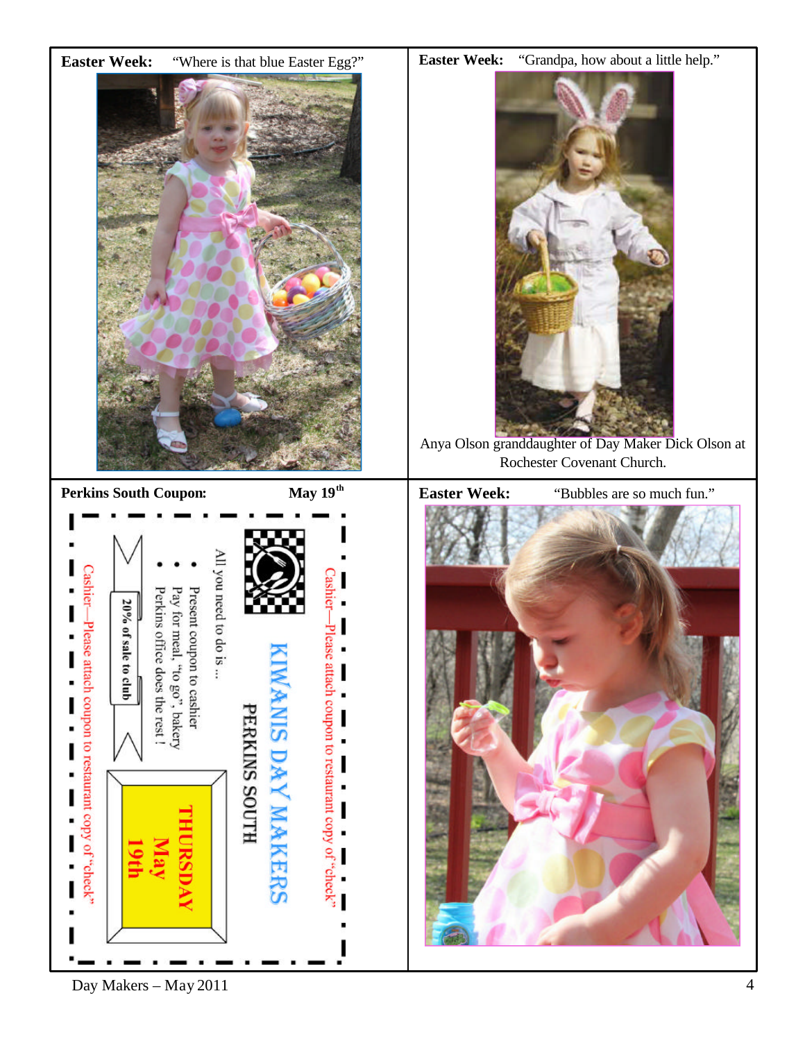**Easter Week:** "Where is that blue Easter Egg?"

**Easter Week:** "Grandpa, how about a little help."

Anya Olson granddaughter of Day Maker Dick Olson at Rochester Covenant Church.

**Perkins South Coupon:** **May 19th**

Cashier—Please attach coupon to restaurant copy of "check"

KIWANIS DAY MAKERS

PERKINS SOUTH

All you need to do is ...

- Present coupon to cashier
- Pay for meal, "to go", bakery
- Perkins office does the rest !

**20% of sale to club**

**THURSDAY May 19th**

Cashier—Please attach coupon to restaurant copy of "check"

**Easter Week:** "Bubbles are so much fun."

Day Makers – May 2011